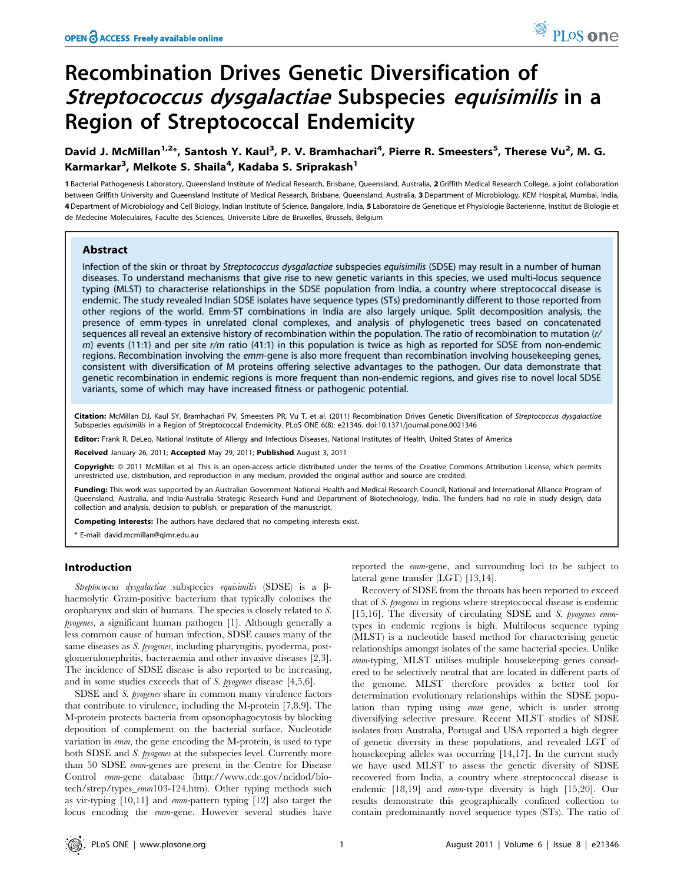# Recombination Drives Genetic Diversification of *Streptococcus dysgalactiae* Subspecies *equisimilis* in a Region of Streptococcal Endemicity

**David J. McMillan[1,2]*, Santosh Y. Kaul[3], P. V. Bramhachari[4], Pierre R. Smeesters[5], Therese Vu[2], M. G. Karmarkar[3], Melkote S. Shaila[4], Kadaba S. Sriprakash[1]**

1 Bacterial Pathogenesis Laboratory, Queensland Institute of Medical Research, Brisbane, Queensland, Australia, 2 Griffith Medical Research College, a joint collaboration between Griffith University and Queensland Institute of Medical Research, Brisbane, Queensland, Australia, 3 Department of Microbiology, KEM Hospital, Mumbai, India, 4 Department of Microbiology and Cell Biology, Indian Institute of Science, Bangalore, India, 5 Laboratoire de Genetique et Physiologie Bacterienne, Institut de Biologie et de Medecine Moleculaires, Faculte des Sciences, Universite Libre de Bruxelles, Brussels, Belgium

## Abstract

Infection of the skin or throat by *Streptococcus dysgalactiae* subspecies *equisimilis* (SDSE) may result in a number of human diseases. To understand mechanisms that give rise to new genetic variants in this species, we used multi-locus sequence typing (MLST) to characterise relationships in the SDSE population from India, a country where streptococcal disease is endemic. The study revealed Indian SDSE isolates have sequence types (STs) predominantly different to those reported from other regions of the world. Emm-ST combinations in India are also largely unique. Split decomposition analysis, the presence of emm-types in unrelated clonal complexes, and analysis of phylogenetic trees based on concatenated sequences all reveal an extensive history of recombination within the population. The ratio of recombination to mutation (*r/m*) events (11:1) and per site *r/m* ratio (41:1) in this population is twice as high as reported for SDSE from non-endemic regions. Recombination involving the *emm*-gene is also more frequent than recombination involving housekeeping genes, consistent with diversification of M proteins offering selective advantages to the pathogen. Our data demonstrate that genetic recombination in endemic regions is more frequent than non-endemic regions, and gives rise to novel local SDSE variants, some of which may have increased fitness or pathogenic potential.

**Citation:** McMillan DJ, Kaul SY, Bramhachari PV, Smeesters PR, Vu T, et al. (2011) Recombination Drives Genetic Diversification of *Streptococcus dysgalactiae* Subspecies *equisimilis* in a Region of Streptococcal Endemicity. PLoS ONE 6(8): e21346. doi:10.1371/journal.pone.0021346

**Editor:** Frank R. DeLeo, National Institute of Allergy and Infectious Diseases, National Institutes of Health, United States of America

**Received** January 26, 2011; **Accepted** May 29, 2011; **Published** August 3, 2011

**Copyright:** © 2011 McMillan et al. This is an open-access article distributed under the terms of the Creative Commons Attribution License, which permits unrestricted use, distribution, and reproduction in any medium, provided the original author and source are credited.

**Funding:** This work was supported by an Australian Government National Health and Medical Research Council, National and International Alliance Program of Queensland, Australia, and India-Australia Strategic Research Fund and Department of Biotechnology, India. The funders had no role in study design, data collection and analysis, decision to publish, or preparation of the manuscript.

**Competing Interests:** The authors have declared that no competing interests exist.

\* E-mail: david.mcmillan@qimr.edu.au

## Introduction

*Streptococcus dysgalactiae* subspecies *equisimilis* (SDSE) is a β-haemolytic Gram-positive bacterium that typically colonises the oropharynx and skin of humans. The species is closely related to *S. pyogenes*, a significant human pathogen [1]. Although generally a less common cause of human infection, SDSE causes many of the same diseases as *S. pyogenes*, including pharyngitis, pyoderma, post-glomerulonephritis, bacteraemia and other invasive diseases [2,3]. The incidence of SDSE disease is also reported to be increasing, and in some studies exceeds that of *S. pyogenes* disease [4,5,6].

SDSE and *S. pyogenes* share in common many virulence factors that contribute to virulence, including the M-protein [7,8,9]. The M-protein protects bacteria from opsonophagocytosis by blocking deposition of complement on the bacterial surface. Nucleotide variation in *emm*, the gene encoding the M-protein, is used to type both SDSE and *S. pyogenes* at the subspecies level. Currently more than 50 SDSE *emm*-genes are present in the Centre for Disease Control *emm*-gene database (http://www.cdc.gov/ncidod/biotech/strep/types_emm103-124.htm). Other typing methods such as vir-typing [10,11] and *emm*-pattern typing [12] also target the locus encoding the *emm*-gene. However several studies have reported the *emm*-gene, and surrounding loci to be subject to lateral gene transfer (LGT) [13,14].

Recovery of SDSE from the throats has been reported to exceed that of *S. pyogenes* in regions where streptococcal disease is endemic [15,16]. The diversity of circulating SDSE and *S. pyogenes emm*-types in endemic regions is high. Multilocus sequence typing (MLST) is a nucleotide based method for characterising genetic relationships amongst isolates of the same bacterial species. Unlike *emm*-typing, MLST utilises multiple housekeeping genes considered to be selectively neutral that are located in different parts of the genome. MLST therefore provides a better tool for determination evolutionary relationships within the SDSE population than typing using *emm* gene, which is under strong diversifying selective pressure. Recent MLST studies of SDSE isolates from Australia, Portugal and USA reported a high degree of genetic diversity in these populations, and revealed LGT of housekeeping alleles was occurring [14,17]. In the current study we have used MLST to assess the genetic diversity of SDSE recovered from India, a country where streptococcal disease is endemic [18,19] and *emm*-type diversity is high [15,20]. Our results demonstrate this geographically confined collection to contain predominantly novel sequence types (STs). The ratio of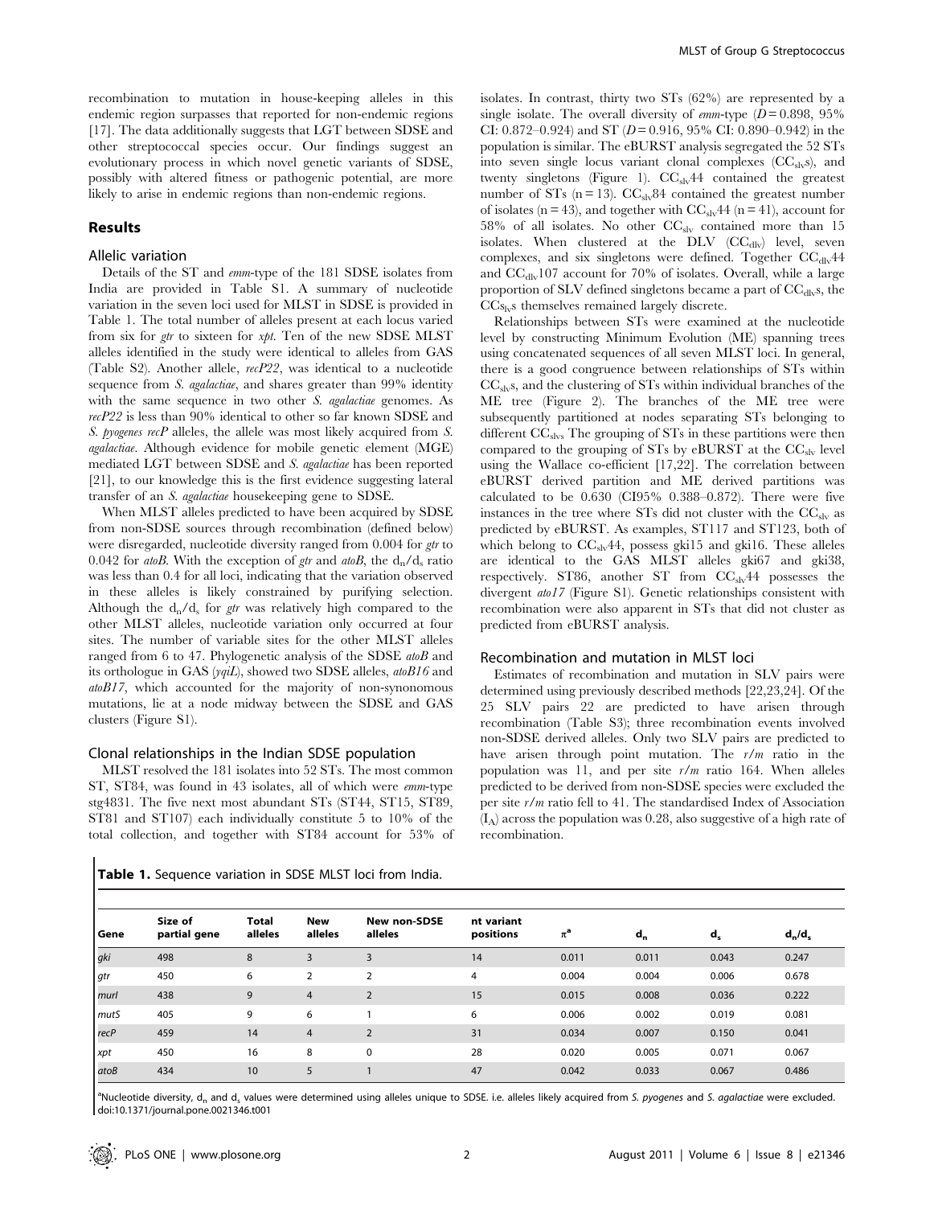recombination to mutation in house-keeping alleles in this endemic region surpasses that reported for non-endemic regions [17]. The data additionally suggests that LGT between SDSE and other streptococcal species occur. Our findings suggest an evolutionary process in which novel genetic variants of SDSE, possibly with altered fitness or pathogenic potential, are more likely to arise in endemic regions than non-endemic regions.

## Results

### Allelic variation

Details of the ST and *emm*-type of the 181 SDSE isolates from India are provided in Table S1. A summary of nucleotide variation in the seven loci used for MLST in SDSE is provided in Table 1. The total number of alleles present at each locus varied from six for *gtr* to sixteen for *xpt*. Ten of the new SDSE MLST alleles identified in the study were identical to alleles from GAS (Table S2). Another allele, *recP22*, was identical to a nucleotide sequence from *S. agalactiae*, and shares greater than 99% identity with the same sequence in two other *S. agalactiae* genomes. As *recP22* is less than 90% identical to other so far known SDSE and *S. pyogenes recP* alleles, the allele was most likely acquired from *S. agalactiae*. Although evidence for mobile genetic element (MGE) mediated LGT between SDSE and *S. agalactiae* has been reported [21], to our knowledge this is the first evidence suggesting lateral transfer of an *S. agalactiae* housekeeping gene to SDSE.

When MLST alleles predicted to have been acquired by SDSE from non-SDSE sources through recombination (defined below) were disregarded, nucleotide diversity ranged from 0.004 for *gtr* to 0.042 for *atoB*. With the exception of *gtr* and *atoB*, the $d_n/d_s$ ratio was less than 0.4 for all loci, indicating that the variation observed in these alleles is likely constrained by purifying selection. Although the $d_n/d_s$ for *gtr* was relatively high compared to the other MLST alleles, nucleotide variation only occurred at four sites. The number of variable sites for the other MLST alleles ranged from 6 to 47. Phylogenetic analysis of the SDSE *atoB* and its orthologue in GAS (*yqiL*), showed two SDSE alleles, *atoB16* and *atoB17*, which accounted for the majority of non-synonomous mutations, lie at a node midway between the SDSE and GAS clusters (Figure S1).

### Clonal relationships in the Indian SDSE population

MLST resolved the 181 isolates into 52 STs. The most common ST, ST84, was found in 43 isolates, all of which were *emm*-type stg4831. The five next most abundant STs (ST44, ST15, ST89, ST81 and ST107) each individually constitute 5 to 10% of the total collection, and together with ST84 account for 53% of isolates. In contrast, thirty two STs (62%) are represented by a single isolate. The overall diversity of *emm*-type ($D = 0.898$, 95% CI: 0.872–0.924) and ST ($D = 0.916$, 95% CI: 0.890–0.942) in the population is similar. The eBURST analysis segregated the 52 STs into seven single locus variant clonal complexes ($CC_{slv}$s), and twenty singletons (Figure 1). $CC_{slv}44$ contained the greatest number of STs (n = 13). $CC_{slv}84$ contained the greatest number of isolates (n = 43), and together with $CC_{slv}44$ (n = 41), account for 58% of all isolates. No other $CC_{slv}$ contained more than 15 isolates. When clustered at the DLV ($CC_{dlv}$) level, seven complexes, and six singletons were defined. Together $CC_{dlv}44$ and $CC_{dlv}107$ account for 70% of isolates. Overall, while a large proportion of SLV defined singletons became a part of $CC_{dlv}$s, the $CC_{slv}$s themselves remained largely discrete.

Relationships between STs were examined at the nucleotide level by constructing Minimum Evolution (ME) spanning trees using concatenated sequences of all seven MLST loci. In general, there is a good congruence between relationships of STs within $CC_{slv}$s, and the clustering of STs within individual branches of the ME tree (Figure 2). The branches of the ME tree were subsequently partitioned at nodes separating STs belonging to different $CC_{slvs}$ The grouping of STs in these partitions were then compared to the grouping of STs by eBURST at the $CC_{slv}$ level using the Wallace co-efficient [17,22]. The correlation between eBURST derived partition and ME derived partitions was calculated to be 0.630 (CI95% 0.388–0.872). There were five instances in the tree where STs did not cluster with the $CC_{slv}$ as predicted by eBURST. As examples, ST117 and ST123, both of which belong to $CC_{slv}44$, possess gki15 and gki16. These alleles are identical to the GAS MLST alleles gki67 and gki38, respectively. ST86, another ST from $CC_{slv}44$ possesses the divergent *ato17* (Figure S1). Genetic relationships consistent with recombination were also apparent in STs that did not cluster as predicted from eBURST analysis.

### Recombination and mutation in MLST loci

Estimates of recombination and mutation in SLV pairs were determined using previously described methods [22,23,24]. Of the 25 SLV pairs 22 are predicted to have arisen through recombination (Table S3); three recombination events involved non-SDSE derived alleles. Only two SLV pairs are predicted to have arisen through point mutation. The $r/m$ ratio in the population was 11, and per site $r/m$ ratio 164. When alleles predicted to be derived from non-SDSE species were excluded the per site $r/m$ ratio fell to 41. The standardised Index of Association ($I_A$) across the population was 0.28, also suggestive of a high rate of recombination.

**Table 1.** Sequence variation in SDSE MLST loci from India.

| Gene | Size of partial gene | Total alleles | New alleles | New non-SDSE alleles | nt variant positions | $\pi^a$ | $d_n$ | $d_s$ | $d_n/d_s$ |
|---|---|---|---|---|---|---|---|---|---|
| *gki* | 498 | 8 | 3 | 3 | 14 | 0.011 | 0.011 | 0.043 | 0.247 |
| *gtr* | 450 | 6 | 2 | 2 | 4 | 0.004 | 0.004 | 0.006 | 0.678 |
| *murI* | 438 | 9 | 4 | 2 | 15 | 0.015 | 0.008 | 0.036 | 0.222 |
| *mutS* | 405 | 9 | 6 | 1 | 6 | 0.006 | 0.002 | 0.019 | 0.081 |
| *recP* | 459 | 14 | 4 | 2 | 31 | 0.034 | 0.007 | 0.150 | 0.041 |
| *xpt* | 450 | 16 | 8 | 0 | 28 | 0.020 | 0.005 | 0.071 | 0.067 |
| *atoB* | 434 | 10 | 5 | 1 | 47 | 0.042 | 0.033 | 0.067 | 0.486 |

[a]Nucleotide diversity, $d_n$ and $d_s$ values were determined using alleles unique to SDSE. i.e. alleles likely acquired from *S. pyogenes* and *S. agalactiae* were excluded.
doi:10.1371/journal.pone.0021346.t001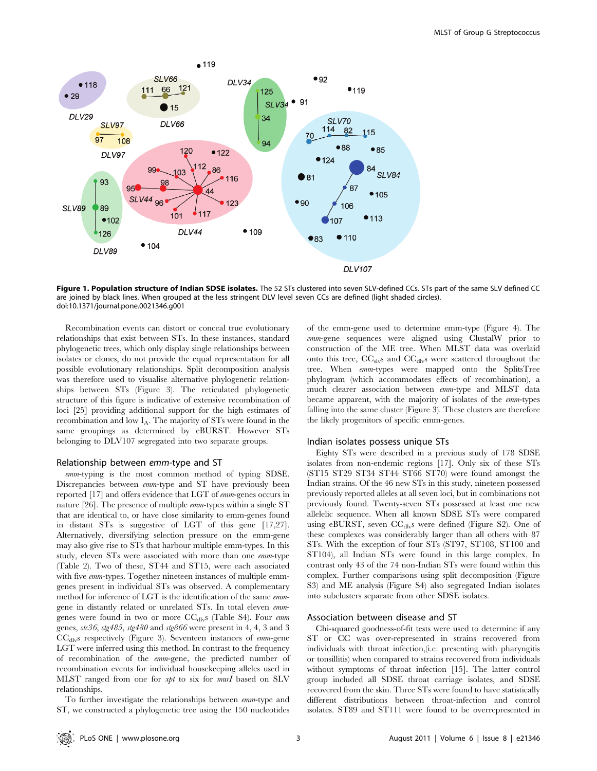119

SLV66

DLV34

92

119

118

29

111 66 121

125

SLV34

91

15

34

DLV29

DLV66

SLV70

SLV97

114 82 115

70

97 108

94

88

85

120

122

DLV97

124

112

84

99

103

86

SLV84

93

81

116

98

87

95

44

105

SLV44

96

123

90

SLV89

89

106

101

117

102

113

107

DLV44

109

126

83

110

DLV89

104

DLV107

**Figure 1. Population structure of Indian SDSE isolates.** The 52 STs clustered into seven SLV-defined CCs. STs part of the same SLV defined CC are joined by black lines. When grouped at the less stringent DLV level seven CCs are defined (light shaded circles).
doi:10.1371/journal.pone.0021346.g001

Recombination events can distort or conceal true evolutionary relationships that exist between STs. In these instances, standard phylogenetic trees, which only display single relationships between isolates or clones, do not provide the equal representation for all possible evolutionary relationships. Split decomposition analysis was therefore used to visualise alternative phylogenetic relationships between STs (Figure 3). The reticulated phylogenetic structure of this figure is indicative of extensive recombination of loci [25] providing additional support for the high estimates of recombination and low $I_A$. The majority of STs were found in the same groupings as determined by eBURST. However STs belonging to DLV107 segregated into two separate groups.

### Relationship between *emm*-type and ST

*emm*-typing is the most common method of typing SDSE. Discrepancies between *emm*-type and ST have previously been reported [17] and offers evidence that LGT of *emm*-genes occurs in nature [26]. The presence of multiple *emm*-types within a single ST that are identical to, or have close similarity to emm-genes found in distant STs is suggestive of LGT of this gene [17,27]. Alternatively, diversifying selection pressure on the emm-gene may also give rise to STs that harbour multiple emm-types. In this study, eleven STs were associated with more than one *emm*-type (Table 2). Two of these, ST44 and ST15, were each associated with five *emm*-types. Together nineteen instances of multiple emm-genes present in individual STs was observed. A complementary method for inference of LGT is the identification of the same *emm*-gene in distantly related or unrelated STs. In total eleven *emm*-genes were found in two or more $CC_{dlv}$s (Table S4). Four *emm* genes, *stc36*, *stg485*, *stg480* and *stg866* were present in 4, 4, 3 and 3 $CC_{dlv}$s respectively (Figure 3). Seventeen instances of *emm*-gene LGT were inferred using this method. In contrast to the frequency of recombination of the *emm*-gene, the predicted number of recombination events for individual housekeeping alleles used in MLST ranged from one for *xpt* to six for *murI* based on SLV relationships.

To further investigate the relationships between *emm*-type and ST, we constructed a phylogenetic tree using the 150 nucleotides of the emm-gene used to determine emm-type (Figure 4). The *emm*-gene sequences were aligned using ClustalW prior to construction of the ME tree. When MLST data was overlaid onto this tree, $CC_{slv}$s and $CC_{dlv}$s were scattered throughout the tree. When *emm*-types were mapped onto the SplitsTree phylogram (which accommodates effects of recombination), a much clearer association between *emm*-type and MLST data became apparent, with the majority of isolates of the *emm*-types falling into the same cluster (Figure 3). These clusters are therefore the likely progenitors of specific emm-genes.

### Indian isolates possess unique STs

Eighty STs were described in a previous study of 178 SDSE isolates from non-endemic regions [17]. Only six of these STs (ST15 ST29 ST34 ST44 ST66 ST70) were found amongst the Indian strains. Of the 46 new STs in this study, nineteen possessed previously reported alleles at all seven loci, but in combinations not previously found. Twenty-seven STs possessed at least one new allelic sequence. When all known SDSE STs were compared using eBURST, seven $CC_{dlv}$s were defined (Figure S2). One of these complexes was considerably larger than all others with 87 STs. With the exception of four STs (ST97, ST108, ST100 and ST104), all Indian STs were found in this large complex. In contrast only 43 of the 74 non-Indian STs were found within this complex. Further comparisons using split decomposition (Figure S3) and ME analysis (Figure S4) also segregated Indian isolates into subclusters separate from other SDSE isolates.

### Association between disease and ST

Chi-squared goodness-of-fit tests were used to determine if any ST or CC was over-represented in strains recovered from individuals with throat infection,(i.e. presenting with pharyngitis or tonsillitis) when compared to strains recovered from individuals without symptoms of throat infection [15]. The latter control group included all SDSE throat carriage isolates, and SDSE recovered from the skin. Three STs were found to have statistically different distributions between throat-infection and control isolates. ST89 and ST111 were found to be overrepresented in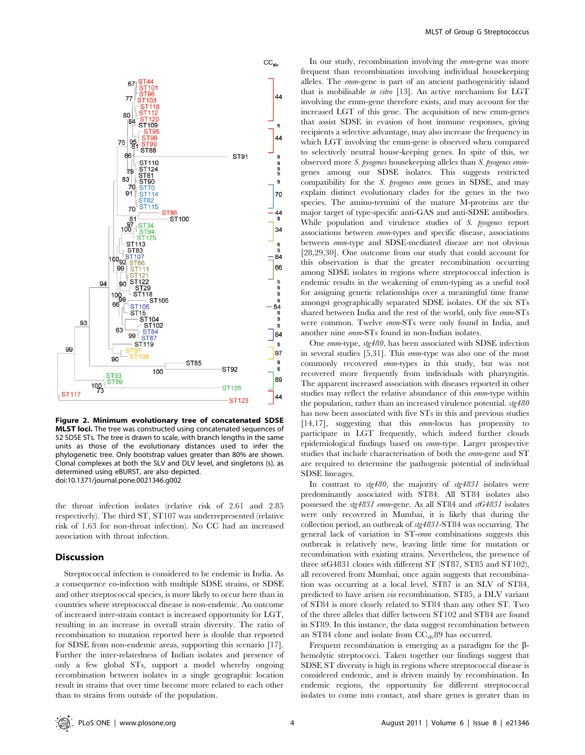CC$_{slv}$

ST44
ST101
ST96
ST103
ST116
ST112
ST120
ST109
ST95
ST98
ST99
ST88
ST91
ST110
ST124
ST81
ST90
ST70
ST114
ST82
ST115
ST86
ST100
ST34
ST94
ST125
ST113
ST83
ST107
ST66
ST111
ST121
ST122
ST29
ST118
ST105
ST106
ST15
ST104
ST102
ST84
ST87
ST119
ST97
ST108
ST85
ST92
ST93
ST89
ST126
ST117
ST123

67 77 80 84 75 95 61 86 79 83 70 91 70 81 97 100 100 92 99 90 94 100 99 66 63 99 93 99 90 100 100 73

44 s 44 s s s s s 70 44 s 34 s s 84 66 s s s s 84 s s s 84 s 97 s s 89 44

**Figure 2. Minimum evolutionary tree of concatenated SDSE MLST loci.** The tree was constructed using concatenated sequences of 52 SDSE STs. The tree is drawn to scale, with branch lengths in the same units as those of the evolutionary distances used to infer the phylogenetic tree. Only bootstrap values greater than 80% are shown. Clonal complexes at both the SLV and DLV level, and singletons (s), as determined using eBURST, are also depicted.
doi:10.1371/journal.pone.0021346.g002

the throat infection isolates (relative risk of 2.61 and 2.85 respectively). The third ST, ST107 was underrepresented (relative risk of 1.63 for non-throat infection). No CC had an increased association with throat infection.

## Discussion

Streptococcal infection is considered to be endemic in India. As a consequence co-infection with multiple SDSE strains, or SDSE and other streptococcal species, is more likely to occur here than in countries where streptococcal disease is non-endemic. An outcome of increased inter-strain contact is increased opportunity for LGT, resulting in an increase in overall strain diversity. The ratio of recombination to mutation reported here is double that reported for SDSE from non-endemic areas, supporting this scenario [17]. Further the inter-relatedness of Indian isolates and presence of only a few global STs, support a model whereby ongoing recombination between isolates in a single geographic location result in strains that over time become more related to each other than to strains from outside of the population.

In our study, recombination involving the *emm*-gene was more frequent than recombination involving individual housekeeping alleles. The *emm*-gene is part of an ancient pathogenicitiy island that is mobilisable *in vitro* [13]. An active mechanism for LGT involving the emm-gene therefore exists, and may account for the increased LGT of this gene. The acquisition of new emm-genes that assist SDSE in evasion of host immune responses, giving recipients a selective advantage, may also increase the frequency in which LGT involving the emm-gene is observed when compared to selectively neutral house-keeping genes. In spite of this, we observed more *S. pyogenes* housekeeping alleles than *S. pyogenes emm*-genes among our SDSE isolates. This suggests restricted compatibility for the *S. pyogenes emm* genes in SDSE, and may explain distinct evolutionary clades for the genes in the two species. The amino-termini of the mature M-proteins are the major target of type-specific anti-GAS and anti-SDSE antibodies. While population and virulence studies of *S. pyogenes* report associations between *emm*-types and specific disease, associations between *emm*-type and SDSE-mediated disease are not obvious [28,29,30]. One outcome from our study that could account for this observation is that the greater recombination occurring among SDSE isolates in regions where streptococcal infection is endemic results in the weakening of emm-typing as a useful tool for assigning genetic relationships over a meaningful time frame amongst geographically separated SDSE isolates. Of the six STs shared between India and the rest of the world, only five *emm*-STs were common. Twelve *emm*-STs were only found in India, and another nine *emm*-STs found in non-Indian isolates.

One *emm*-type, *stg480*, has been associated with SDSE infection in several studies [5,31]. This *emm*-type was also one of the most commonly recovered *emm*-types in this study, but was not recovered more frequently from individuals with pharyngitis. The apparent increased association with diseases reported in other studies may reflect the relative abundance of this *emm*-type within the population, rather than an increased virulence potential. *stg480* has now been associated with five STs in this and previous studies [14,17], suggesting that this *emm*-locus has propensity to participate in LGT frequently, which indeed further clouds epidemiological findings based on *emm*-type. Larger prospective studies that include characterisation of both the *emm*-gene and ST are required to determine the pathogenic potential of individual SDSE lineages.

In contrast to *stg480*, the majority of *stg4831* isolates were predominantly associated with ST84. All ST84 isolates also possessed the *stg4831 emm*-gene. As all ST84 and *stG4831* isolates were only recovered in Mumbai, it is likely that during the collection period, an outbreak of *stg4831*-ST84 was occurring. The general lack of variation in ST-*emm* combinations suggests this outbreak is relatively new, leaving little time for mutation or recombination with existing strains. Nevertheless, the presence of three stG4831 clones with different ST (ST87, ST85 and ST102), all recovered from Mumbai, once again suggests that recombination was occurring at a local level. ST87 is an SLV of ST84, predicted to have arisen *via* recombination. ST85, a DLV variant of ST84 is more closely related to ST84 than any other ST. Two of the three alleles that differ between ST102 and ST84 are found in ST89. In this instance, the data suggest recombination between an ST84 clone and isolate from CC$_{slv}$89 has occurred.

Frequent recombination is emerging as a paradigm for the β-hemolytic streptococci. Taken together our findings suggest that SDSE ST diversity is high in regions where streptococcal disease is considered endemic, and is driven mainly by recombination. In endemic regions, the opportunity for different streptococcal isolates to come into contact, and share genes is greater than in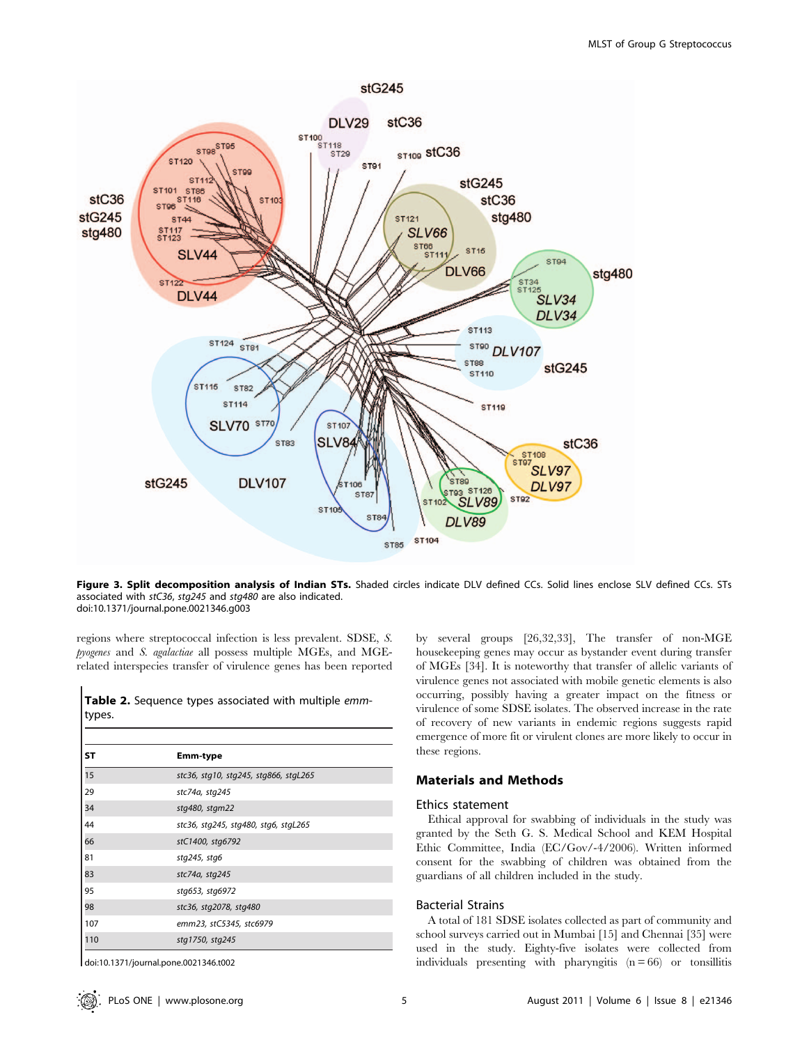stG245

DLV29 stC36

ST100 ST118 ST29

ST91

ST109 stC36

ST98 ST95

ST120

ST99

ST112

ST101 ST86

ST103

ST116

ST96

ST44

ST117

ST123

SLV44

ST122

DLV44

stC36

stG245

stg480

stG245

stC36

stg480

ST121

SLV66

ST66

ST111

ST15

DLV66

ST94

stg480

ST34

ST125

SLV34

DLV34

ST113

ST90 DLV107

ST88

ST110

stG245

ST124 ST81

ST115 ST82

ST114

SLV70 ST70

ST83

ST107

SLV84

ST119

stC36

ST108

ST97

SLV97

DLV97

stG245

DLV107

ST106

ST87

ST105

ST84

ST89

ST93 ST126

ST102 SLV89

ST92

DLV89

ST85 ST104

**Figure 3. Split decomposition analysis of Indian STs.** Shaded circles indicate DLV defined CCs. Solid lines enclose SLV defined CCs. STs associated with *stC36*, *stg245* and *stg480* are also indicated.
doi:10.1371/journal.pone.0021346.g003

regions where streptococcal infection is less prevalent. SDSE, *S. pyogenes* and *S. agalactiae* all possess multiple MGEs, and MGE-related interspecies transfer of virulence genes has been reported by several groups [26,32,33], The transfer of non-MGE housekeeping genes may occur as bystander event during transfer of MGEs [34]. It is noteworthy that transfer of allelic variants of virulence genes not associated with mobile genetic elements is also occurring, possibly having a greater impact on the fitness or virulence of some SDSE isolates. The observed increase in the rate of recovery of new variants in endemic regions suggests rapid emergence of more fit or virulent clones are more likely to occur in these regions.

**Table 2.** Sequence types associated with multiple *emm*-types.

| ST | Emm-type |
|---|---|
| 15 | *stc36, stg10, stg245, stg866, stgL265* |
| 29 | *stc74a, stg245* |
| 34 | *stg480, stgm22* |
| 44 | *stc36, stg245, stg480, stg6, stgL265* |
| 66 | *stC1400, stg6792* |
| 81 | *stg245, stg6* |
| 83 | *stc74a, stg245* |
| 95 | *stg653, stg6972* |
| 98 | *stc36, stg2078, stg480* |
| 107 | *emm23, stC5345, stc6979* |
| 110 | *stg1750, stg245* |

doi:10.1371/journal.pone.0021346.t002

## Materials and Methods

### Ethics statement

Ethical approval for swabbing of individuals in the study was granted by the Seth G. S. Medical School and KEM Hospital Ethic Committee, India (EC/Gov/-4/2006). Written informed consent for the swabbing of children was obtained from the guardians of all children included in the study.

### Bacterial Strains

A total of 181 SDSE isolates collected as part of community and school surveys carried out in Mumbai [15] and Chennai [35] were used in the study. Eighty-five isolates were collected from individuals presenting with pharyngitis ($n = 66$) or tonsillitis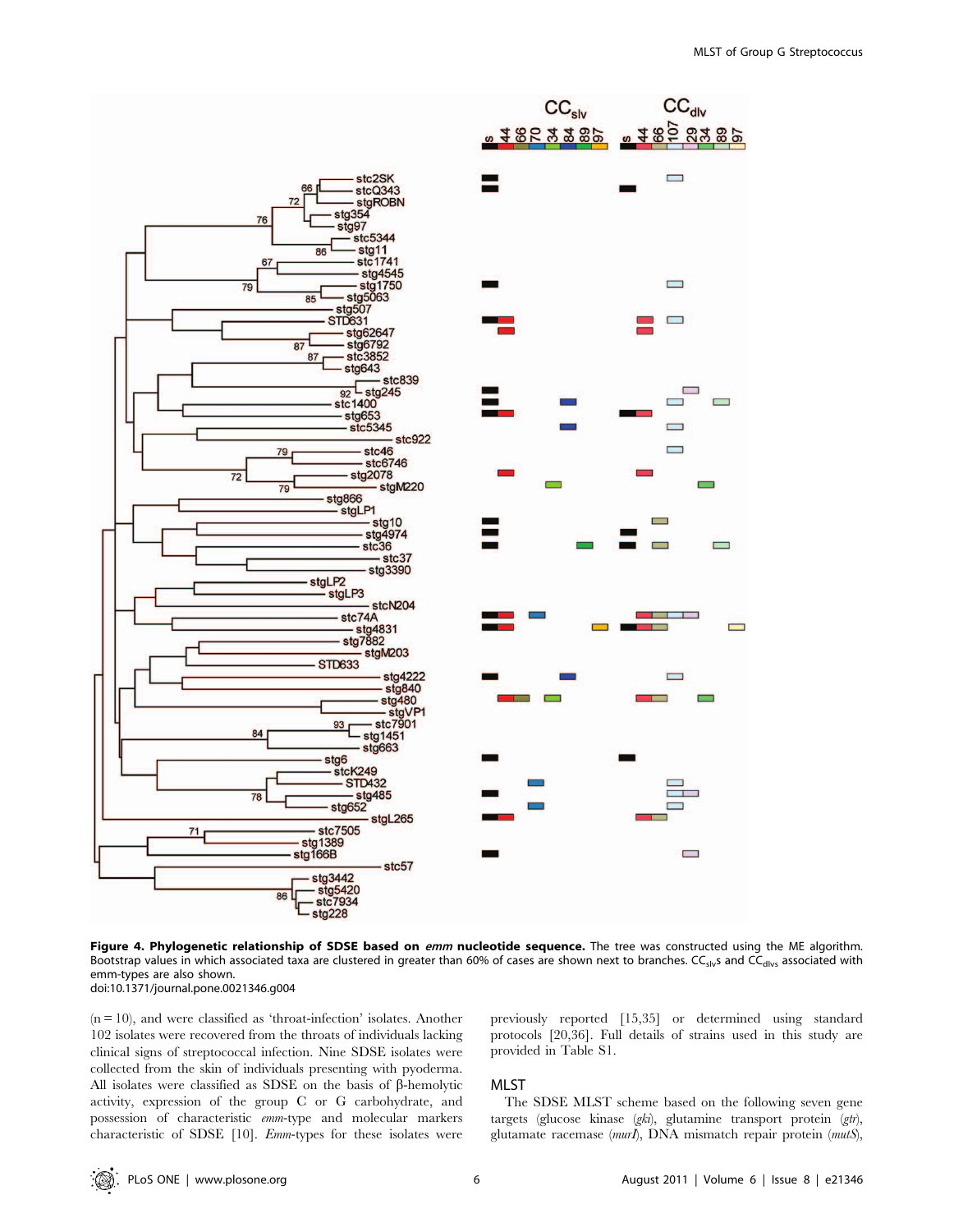CC$_{slv}$

s 44 66 70 34 84 89 97

CC$_{dlv}$

s 44 66 107 29 34 89 97

stc2SK
stcQ343
stgROBN
stg354
stg97
stc5344
stg11
stc1741
stg4545
stg1750
stg5063
stg507
STD631
stg62647
stg6792
stc3852
stg643
stc839
stg245
stc1400
stg653
stc5345
stc922
stc46
stc6746
stg2078
stgM220
stg866
stgLP1
stg10
stg4974
stc36
stc37
stg3390
stgLP2
stgLP3
stcN204
stc74A
stg4831
stg7882
stgM203
STD633
stg4222
stg840
stg480
stgVP1
stc7901
stg1451
stg663
stg6
stcK249
STD432
stg485
stg652
stgL265
stc7505
stg1389
stg166B
stc57
stg3442
stg5420
stc7934
stg228

66 72 76 86 67 79 85 87 87 92 79 72 79 84 93 78 71 86

**Figure 4. Phylogenetic relationship of SDSE based on *emm* nucleotide sequence.** The tree was constructed using the ME algorithm. Bootstrap values in which associated taxa are clustered in greater than 60% of cases are shown next to branches. CC$_{slv}$s and CC$_{dlvs}$ associated with emm-types are also shown.
doi:10.1371/journal.pone.0021346.g004

(n = 10), and were classified as 'throat-infection' isolates. Another 102 isolates were recovered from the throats of individuals lacking clinical signs of streptococcal infection. Nine SDSE isolates were collected from the skin of individuals presenting with pyoderma. All isolates were classified as SDSE on the basis of β-hemolytic activity, expression of the group C or G carbohydrate, and possession of characteristic *emm*-type and molecular markers characteristic of SDSE [10]. *Emm*-types for these isolates were previously reported [15,35] or determined using standard protocols [20,36]. Full details of strains used in this study are provided in Table S1.

## MLST

The SDSE MLST scheme based on the following seven gene targets (glucose kinase (*gki*), glutamine transport protein (*gtr*), glutamate racemase (*murI*), DNA mismatch repair protein (*mutS*),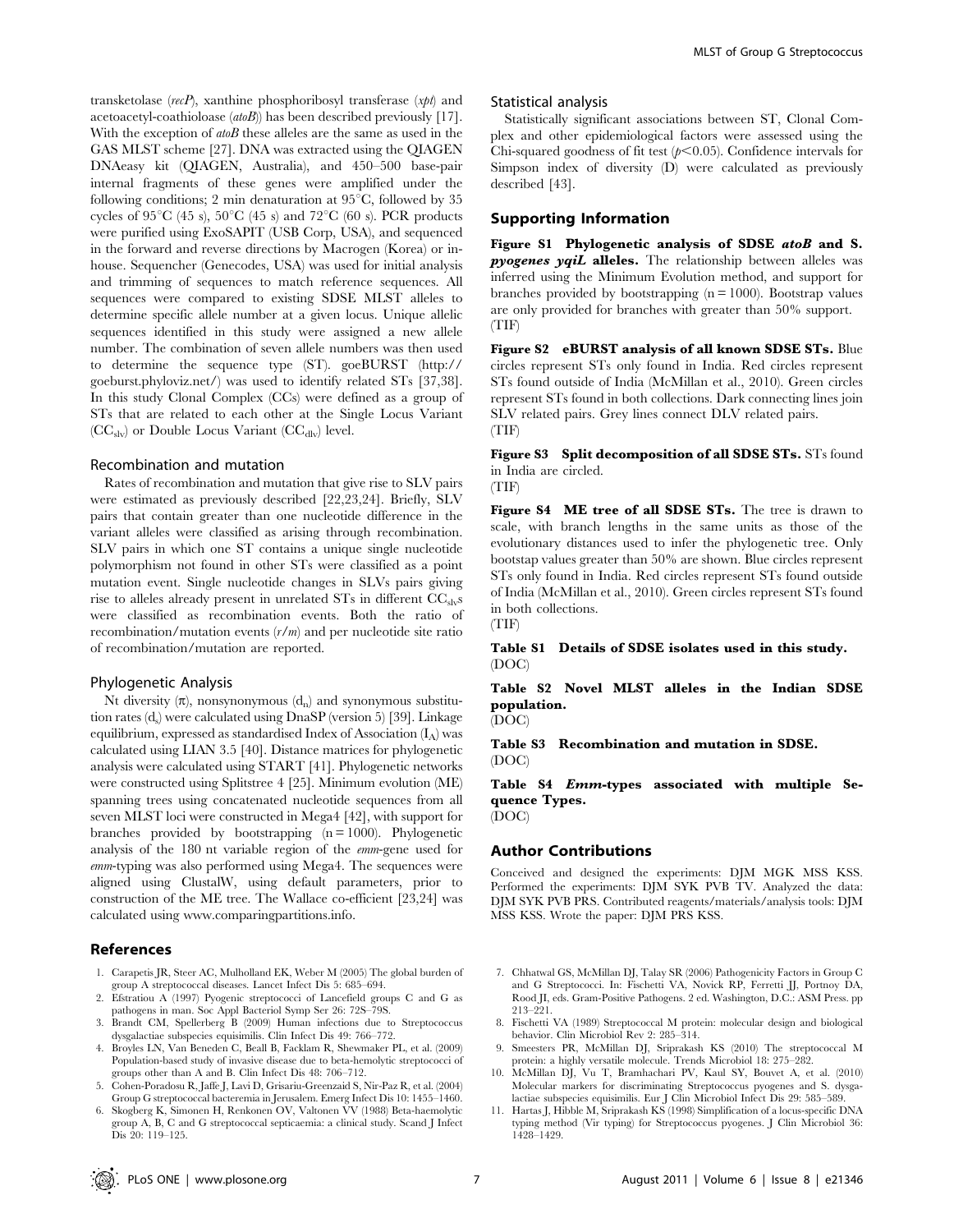transketolase (*recP*), xanthine phosphoribosyl transferase (*xpt*) and acetoacetyl-coathioloase (*atoB*)) has been described previously [17]. With the exception of *atoB* these alleles are the same as used in the GAS MLST scheme [27]. DNA was extracted using the QIAGEN DNAeasy kit (QIAGEN, Australia), and 450–500 base-pair internal fragments of these genes were amplified under the following conditions; 2 min denaturation at 95°C, followed by 35 cycles of 95°C (45 s), 50°C (45 s) and 72°C (60 s). PCR products were purified using ExoSAPIT (USB Corp, USA), and sequenced in the forward and reverse directions by Macrogen (Korea) or in-house. Sequencher (Genecodes, USA) was used for initial analysis and trimming of sequences to match reference sequences. All sequences were compared to existing SDSE MLST alleles to determine specific allele number at a given locus. Unique allelic sequences identified in this study were assigned a new allele number. The combination of seven allele numbers was then used to determine the sequence type (ST). goeBURST (http://goeburst.phyloviz.net/) was used to identify related STs [37,38]. In this study Clonal Complex (CCs) were defined as a group of STs that are related to each other at the Single Locus Variant ($CC_{slv}$) or Double Locus Variant ($CC_{dlv}$) level.

### Recombination and mutation

Rates of recombination and mutation that give rise to SLV pairs were estimated as previously described [22,23,24]. Briefly, SLV pairs that contain greater than one nucleotide difference in the variant alleles were classified as arising through recombination. SLV pairs in which one ST contains a unique single nucleotide polymorphism not found in other STs were classified as a point mutation event. Single nucleotide changes in SLVs pairs giving rise to alleles already present in unrelated STs in different $CC_{slv}$s were classified as recombination events. Both the ratio of recombination/mutation events ($r/m$) and per nucleotide site ratio of recombination/mutation are reported.

### Phylogenetic Analysis

Nt diversity ($\pi$), nonsynonymous ($d_n$) and synonymous substitution rates ($d_s$) were calculated using DnaSP (version 5) [39]. Linkage equilibrium, expressed as standardised Index of Association ($I_A$) was calculated using LIAN 3.5 [40]. Distance matrices for phylogenetic analysis were calculated using START [41]. Phylogenetic networks were constructed using Splitstree 4 [25]. Minimum evolution (ME) spanning trees using concatenated nucleotide sequences from all seven MLST loci were constructed in Mega4 [42], with support for branches provided by bootstrapping (n = 1000). Phylogenetic analysis of the 180 nt variable region of the *emm*-gene used for *emm*-typing was also performed using Mega4. The sequences were aligned using ClustalW, using default parameters, prior to construction of the ME tree. The Wallace co-efficient [23,24] was calculated using www.comparingpartitions.info.

### Statistical analysis

Statistically significant associations between ST, Clonal Complex and other epidemiological factors were assessed using the Chi-squared goodness of fit test ($p<0.05$). Confidence intervals for Simpson index of diversity (D) were calculated as previously described [43].

## Supporting Information

**Figure S1 Phylogenetic analysis of SDSE *atoB* and *S. pyogenes yqiL* alleles.** The relationship between alleles was inferred using the Minimum Evolution method, and support for branches provided by bootstrapping (n = 1000). Bootstrap values are only provided for branches with greater than 50% support.
(TIF)

**Figure S2 eBURST analysis of all known SDSE STs.** Blue circles represent STs only found in India. Red circles represent STs found outside of India (McMillan et al., 2010). Green circles represent STs found in both collections. Dark connecting lines join SLV related pairs. Grey lines connect DLV related pairs.
(TIF)

**Figure S3 Split decomposition of all SDSE STs.** STs found in India are circled.
(TIF)

**Figure S4 ME tree of all SDSE STs.** The tree is drawn to scale, with branch lengths in the same units as those of the evolutionary distances used to infer the phylogenetic tree. Only bootstap values greater than 50% are shown. Blue circles represent STs only found in India. Red circles represent STs found outside of India (McMillan et al., 2010). Green circles represent STs found in both collections.
(TIF)

**Table S1 Details of SDSE isolates used in this study.**
(DOC)

**Table S2 Novel MLST alleles in the Indian SDSE population.**
(DOC)

**Table S3 Recombination and mutation in SDSE.**
(DOC)

**Table S4 *Emm*-types associated with multiple Sequence Types.**
(DOC)

## Author Contributions

Conceived and designed the experiments: DJM MGK MSS KSS. Performed the experiments: DJM SYK PVB TV. Analyzed the data: DJM SYK PVB PRS. Contributed reagents/materials/analysis tools: DJM MSS KSS. Wrote the paper: DJM PRS KSS.

## References

1. Carapetis JR, Steer AC, Mulholland EK, Weber M (2005) The global burden of group A streptococcal diseases. Lancet Infect Dis 5: 685–694.
2. Efstratiou A (1997) Pyogenic streptococci of Lancefield groups C and G as pathogens in man. Soc Appl Bacteriol Symp Ser 26: 72S–79S.
3. Brandt CM, Spellerberg B (2009) Human infections due to Streptococcus dysgalactiae subspecies equisimilis. Clin Infect Dis 49: 766–772.
4. Broyles LN, Van Beneden C, Beall B, Facklam R, Shewmaker PL, et al. (2009) Population-based study of invasive disease due to beta-hemolytic streptococci of groups other than A and B. Clin Infect Dis 48: 706–712.
5. Cohen-Poradosu R, Jaffe J, Lavi D, Grisariu-Greenzaid S, Nir-Paz R, et al. (2004) Group G streptococcal bacteremia in Jerusalem. Emerg Infect Dis 10: 1455–1460.
6. Skogberg K, Simonen H, Renkonen OV, Valtonen VV (1988) Beta-haemolytic group A, B, C and G streptococcal septicaemia: a clinical study. Scand J Infect Dis 20: 119–125.
7. Chhatwal GS, McMillan DJ, Talay SR (2006) Pathogenicity Factors in Group C and G Streptococci. In: Fischetti VA, Novick RP, Ferretti JJ, Portnoy DA, Rood JI, eds. Gram-Positive Pathogens. 2 ed. Washington, D.C.: ASM Press. pp 213–221.
8. Fischetti VA (1989) Streptococcal M protein: molecular design and biological behavior. Clin Microbiol Rev 2: 285–314.
9. Smeesters PR, McMillan DJ, Sriprakash KS (2010) The streptococcal M protein: a highly versatile molecule. Trends Microbiol 18: 275–282.
10. McMillan DJ, Vu T, Bramhachari PV, Kaul SY, Bouvet A, et al. (2010) Molecular markers for discriminating Streptococcus pyogenes and S. dysgalactiae subspecies equisimilis. Eur J Clin Microbiol Infect Dis 29: 585–589.
11. Hartas J, Hibble M, Sriprakash KS (1998) Simplification of a locus-specific DNA typing method (Vir typing) for Streptococcus pyogenes. J Clin Microbiol 36: 1428–1429.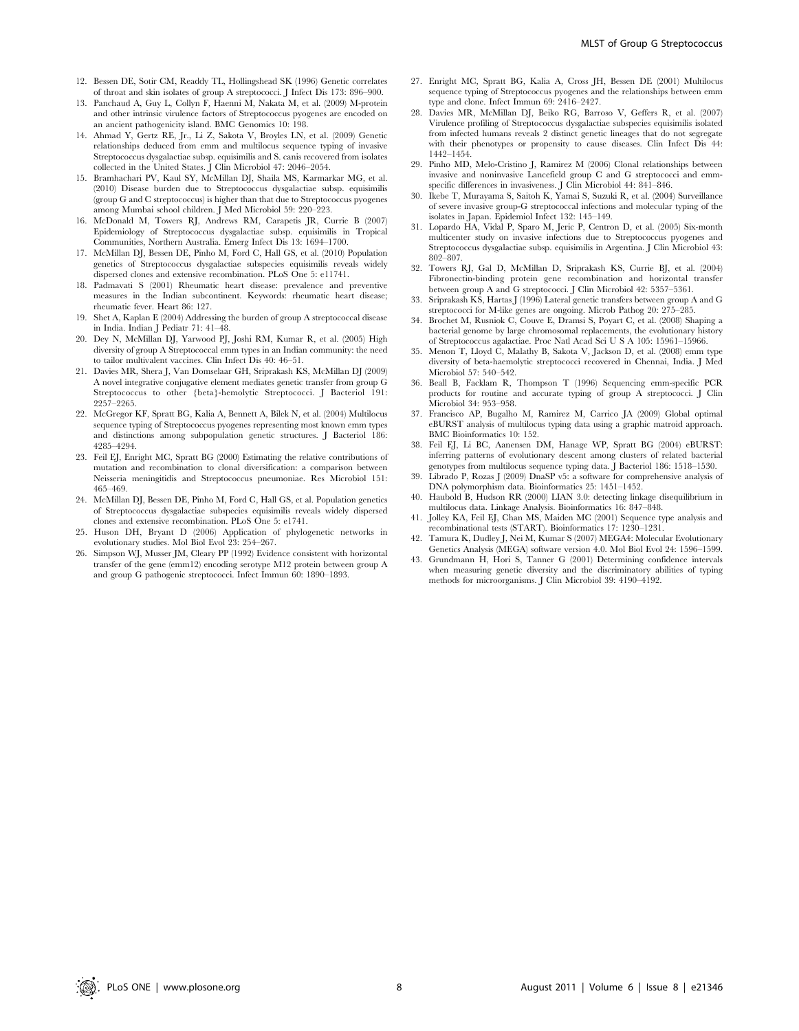12. Bessen DE, Sotir CM, Readdy TL, Hollingshead SK (1996) Genetic correlates of throat and skin isolates of group A streptococci. J Infect Dis 173: 896–900.
13. Panchaud A, Guy L, Collyn F, Haenni M, Nakata M, et al. (2009) M-protein and other intrinsic virulence factors of Streptococcus pyogenes are encoded on an ancient pathogenicity island. BMC Genomics 10: 198.
14. Ahmad Y, Gertz RE, Jr., Li Z, Sakota V, Broyles LN, et al. (2009) Genetic relationships deduced from emm and multilocus sequence typing of invasive Streptococcus dysgalactiae subsp. equisimilis and S. canis recovered from isolates collected in the United States. J Clin Microbiol 47: 2046–2054.
15. Bramhachari PV, Kaul SY, McMillan DJ, Shaila MS, Karmarkar MG, et al. (2010) Disease burden due to Streptococcus dysgalactiae subsp. equisimilis (group G and C streptococcus) is higher than that due to Streptococcus pyogenes among Mumbai school children. J Med Microbiol 59: 220–223.
16. McDonald M, Towers RJ, Andrews RM, Carapetis JR, Currie B (2007) Epidemiology of Streptococcus dysgalactiae subsp. equisimilis in Tropical Communities, Northern Australia. Emerg Infect Dis 13: 1694–1700.
17. McMillan DJ, Bessen DE, Pinho M, Ford C, Hall GS, et al. (2010) Population genetics of Streptococcus dysgalactiae subspecies equisimilis reveals widely dispersed clones and extensive recombination. PLoS One 5: e11741.
18. Padmavati S (2001) Rheumatic heart disease: prevalence and preventive measures in the Indian subcontinent. Keywords: rheumatic heart disease; rheumatic fever. Heart 86: 127.
19. Shet A, Kaplan E (2004) Addressing the burden of group A streptococcal disease in India. Indian J Pediatr 71: 41–48.
20. Dey N, McMillan DJ, Yarwood PJ, Joshi RM, Kumar R, et al. (2005) High diversity of group A Streptococcal emm types in an Indian community: the need to tailor multivalent vaccines. Clin Infect Dis 40: 46–51.
21. Davies MR, Shera J, Van Domselaar GH, Sriprakash KS, McMillan DJ (2009) A novel integrative conjugative element mediates genetic transfer from group G Streptococcus to other {beta}-hemolytic Streptococci. J Bacteriol 191: 2257–2265.
22. McGregor KF, Spratt BG, Kalia A, Bennett A, Bilek N, et al. (2004) Multilocus sequence typing of Streptococcus pyogenes representing most known emm types and distinctions among subpopulation genetic structures. J Bacteriol 186: 4285–4294.
23. Feil EJ, Enright MC, Spratt BG (2000) Estimating the relative contributions of mutation and recombination to clonal diversification: a comparison between Neisseria meningitidis and Streptococcus pneumoniae. Res Microbiol 151: 465–469.
24. McMillan DJ, Bessen DE, Pinho M, Ford C, Hall GS, et al. Population genetics of Streptococcus dysgalactiae subspecies equisimilis reveals widely dispersed clones and extensive recombination. PLoS One 5: e1741.
25. Huson DH, Bryant D (2006) Application of phylogenetic networks in evolutionary studies. Mol Biol Evol 23: 254–267.
26. Simpson WJ, Musser JM, Cleary PP (1992) Evidence consistent with horizontal transfer of the gene (emm12) encoding serotype M12 protein between group A and group G pathogenic streptococci. Infect Immun 60: 1890–1893.
27. Enright MC, Spratt BG, Kalia A, Cross JH, Bessen DE (2001) Multilocus sequence typing of Streptococcus pyogenes and the relationships between emm type and clone. Infect Immun 69: 2416–2427.
28. Davies MR, McMillan DJ, Beiko RG, Barroso V, Geffers R, et al. (2007) Virulence profiling of Streptococcus dysgalactiae subspecies equisimilis isolated from infected humans reveals 2 distinct genetic lineages that do not segregate with their phenotypes or propensity to cause diseases. Clin Infect Dis 44: 1442–1454.
29. Pinho MD, Melo-Cristino J, Ramirez M (2006) Clonal relationships between invasive and noninvasive Lancefield group C and G streptococci and emm-specific differences in invasiveness. J Clin Microbiol 44: 841–846.
30. Ikebe T, Murayama S, Saitoh K, Yamai S, Suzuki R, et al. (2004) Surveillance of severe invasive group-G streptococcal infections and molecular typing of the isolates in Japan. Epidemiol Infect 132: 145–149.
31. Lopardo HA, Vidal P, Sparo M, Jeric P, Centron D, et al. (2005) Six-month multicenter study on invasive infections due to Streptococcus pyogenes and Streptococcus dysgalactiae subsp. equisimilis in Argentina. J Clin Microbiol 43: 802–807.
32. Towers RJ, Gal D, McMillan D, Sriprakash KS, Currie BJ, et al. (2004) Fibronectin-binding protein gene recombination and horizontal transfer between group A and G streptococci. J Clin Microbiol 42: 5357–5361.
33. Sriprakash KS, Hartas J (1996) Lateral genetic transfers between group A and G streptococci for M-like genes are ongoing. Microb Pathog 20: 275–285.
34. Brochet M, Rusniok C, Couve E, Dramsi S, Poyart C, et al. (2008) Shaping a bacterial genome by large chromosomal replacements, the evolutionary history of Streptococcus agalactiae. Proc Natl Acad Sci U S A 105: 15961–15966.
35. Menon T, Lloyd C, Malathy B, Sakota V, Jackson D, et al. (2008) emm type diversity of beta-haemolytic streptococci recovered in Chennai, India. J Med Microbiol 57: 540–542.
36. Beall B, Facklam R, Thompson T (1996) Sequencing emm-specific PCR products for routine and accurate typing of group A streptococci. J Clin Microbiol 34: 953–958.
37. Francisco AP, Bugalho M, Ramirez M, Carrico JA (2009) Global optimal eBURST analysis of multilocus typing data using a graphic matroid approach. BMC Bioinformatics 10: 152.
38. Feil EJ, Li BC, Aanensen DM, Hanage WP, Spratt BG (2004) eBURST: inferring patterns of evolutionary descent among clusters of related bacterial genotypes from multilocus sequence typing data. J Bacteriol 186: 1518–1530.
39. Librado P, Rozas J (2009) DnaSP v5: a software for comprehensive analysis of DNA polymorphism data. Bioinformatics 25: 1451–1452.
40. Haubold B, Hudson RR (2000) LIAN 3.0: detecting linkage disequilibrium in multilocus data. Linkage Analysis. Bioinformatics 16: 847–848.
41. Jolley KA, Feil EJ, Chan MS, Maiden MC (2001) Sequence type analysis and recombinational tests (START). Bioinformatics 17: 1230–1231.
42. Tamura K, Dudley J, Nei M, Kumar S (2007) MEGA4: Molecular Evolutionary Genetics Analysis (MEGA) software version 4.0. Mol Biol Evol 24: 1596–1599.
43. Grundmann H, Hori S, Tanner G (2001) Determining confidence intervals when measuring genetic diversity and the discriminatory abilities of typing methods for microorganisms. J Clin Microbiol 39: 4190–4192.